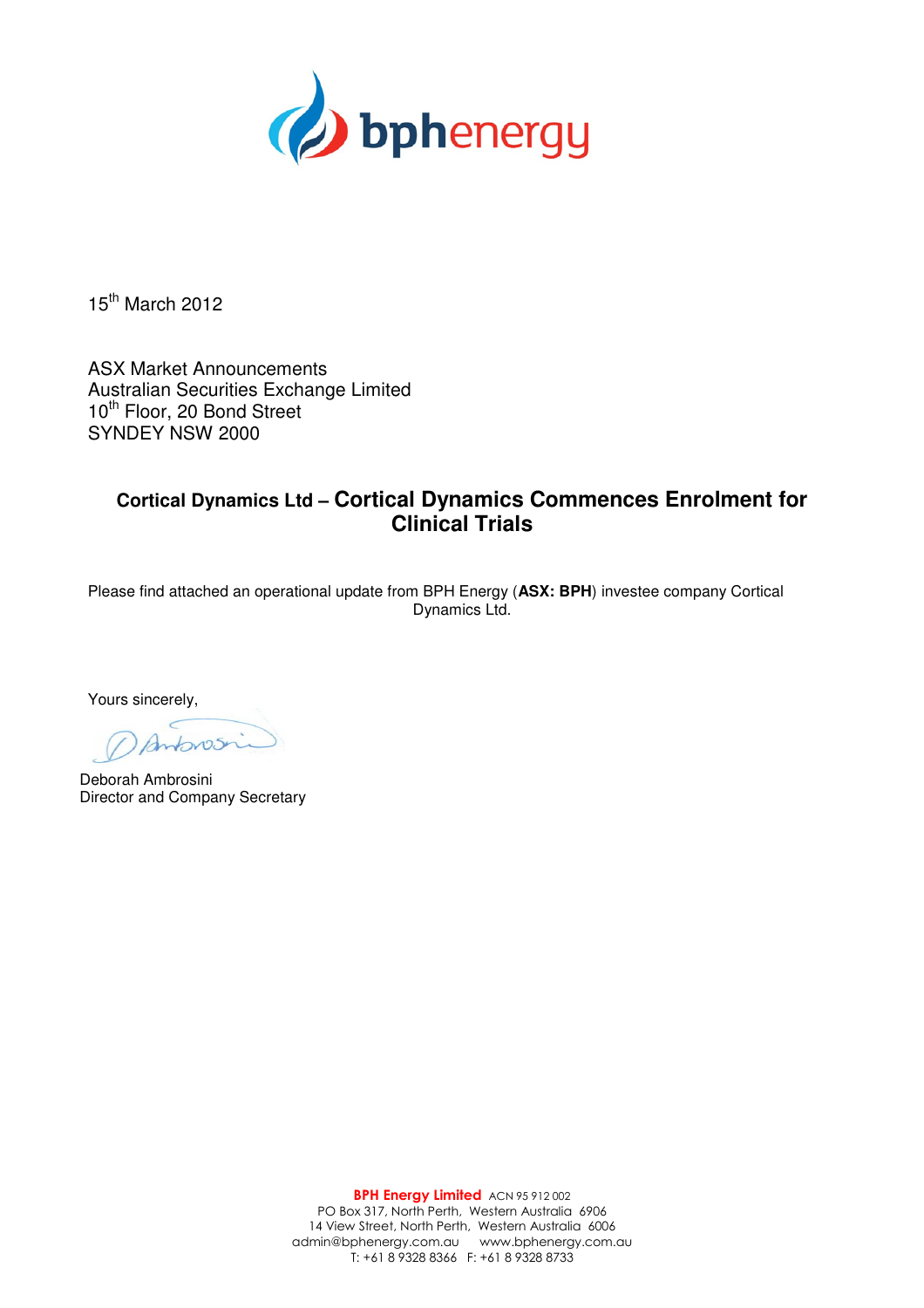15th March 2012

ASX Market Announcements
Australian Securities Exchange Limited
10th Floor, 20 Bond Street
SYNDEY NSW 2000

## Cortical Dynamics Ltd – Cortical Dynamics Commences Enrolment for Clinical Trials

Please find attached an operational update from BPH Energy (**ASX: BPH**) investee company Cortical Dynamics Ltd.

Yours sincerely,

Deborah Ambrosini
Director and Company Secretary

**BPH Energy Limited** ACN 95 912 002
PO Box 317, North Perth, Western Australia 6906
14 View Street, North Perth, Western Australia 6006
admin@bphenergy.com.au www.bphenergy.com.au
T: +61 8 9328 8366 F: +61 8 9328 8733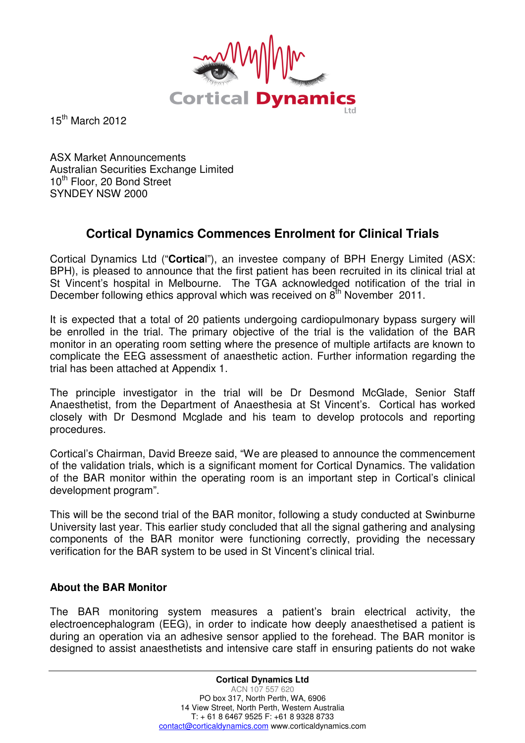15th March 2012

ASX Market Announcements
Australian Securities Exchange Limited
10th Floor, 20 Bond Street
SYNDEY NSW 2000

## Cortical Dynamics Commences Enrolment for Clinical Trials

Cortical Dynamics Ltd ("**Cortica**l"), an investee company of BPH Energy Limited (ASX: BPH), is pleased to announce that the first patient has been recruited in its clinical trial at St Vincent's hospital in Melbourne. The TGA acknowledged notification of the trial in December following ethics approval which was received on 8th November 2011.

It is expected that a total of 20 patients undergoing cardiopulmonary bypass surgery will be enrolled in the trial. The primary objective of the trial is the validation of the BAR monitor in an operating room setting where the presence of multiple artifacts are known to complicate the EEG assessment of anaesthetic action. Further information regarding the trial has been attached at Appendix 1.

The principle investigator in the trial will be Dr Desmond McGlade, Senior Staff Anaesthetist, from the Department of Anaesthesia at St Vincent's. Cortical has worked closely with Dr Desmond Mcglade and his team to develop protocols and reporting procedures.

Cortical's Chairman, David Breeze said, "We are pleased to announce the commencement of the validation trials, which is a significant moment for Cortical Dynamics. The validation of the BAR monitor within the operating room is an important step in Cortical's clinical development program".

This will be the second trial of the BAR monitor, following a study conducted at Swinburne University last year. This earlier study concluded that all the signal gathering and analysing components of the BAR monitor were functioning correctly, providing the necessary verification for the BAR system to be used in St Vincent's clinical trial.

### About the BAR Monitor

The BAR monitoring system measures a patient's brain electrical activity, the electroencephalogram (EEG), in order to indicate how deeply anaesthetised a patient is during an operation via an adhesive sensor applied to the forehead. The BAR monitor is designed to assist anaesthetists and intensive care staff in ensuring patients do not wake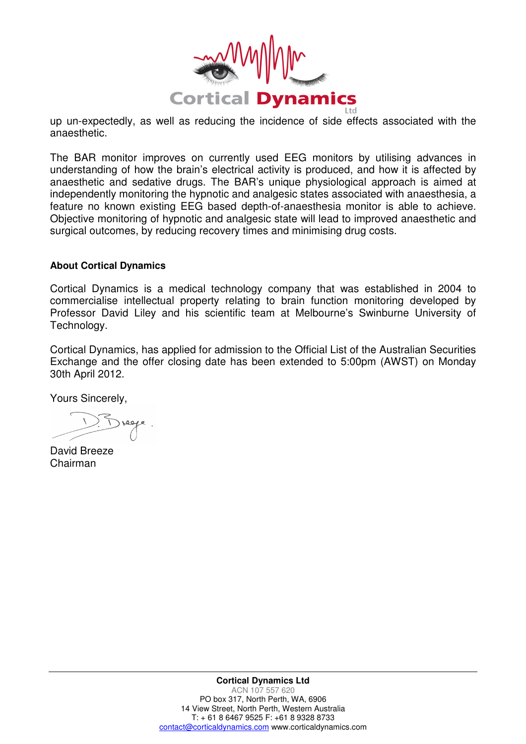up un-expectedly, as well as reducing the incidence of side effects associated with the anaesthetic.

The BAR monitor improves on currently used EEG monitors by utilising advances in understanding of how the brain's electrical activity is produced, and how it is affected by anaesthetic and sedative drugs. The BAR's unique physiological approach is aimed at independently monitoring the hypnotic and analgesic states associated with anaesthesia, a feature no known existing EEG based depth-of-anaesthesia monitor is able to achieve. Objective monitoring of hypnotic and analgesic state will lead to improved anaesthetic and surgical outcomes, by reducing recovery times and minimising drug costs.

**About Cortical Dynamics**

Cortical Dynamics is a medical technology company that was established in 2004 to commercialise intellectual property relating to brain function monitoring developed by Professor David Liley and his scientific team at Melbourne's Swinburne University of Technology.

Cortical Dynamics, has applied for admission to the Official List of the Australian Securities Exchange and the offer closing date has been extended to 5:00pm (AWST) on Monday 30th April 2012.

Yours Sincerely,

David Breeze
Chairman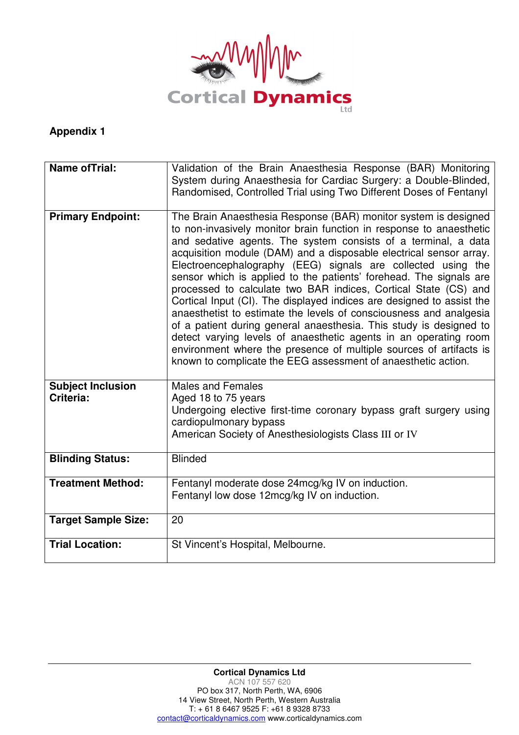## Appendix 1

| | |
|---|---|
| **Name ofTrial:** | Validation of the Brain Anaesthesia Response (BAR) Monitoring System during Anaesthesia for Cardiac Surgery: a Double-Blinded, Randomised, Controlled Trial using Two Different Doses of Fentanyl |
| **Primary Endpoint:** | The Brain Anaesthesia Response (BAR) monitor system is designed to non-invasively monitor brain function in response to anaesthetic and sedative agents. The system consists of a terminal, a data acquisition module (DAM) and a disposable electrical sensor array. Electroencephalography (EEG) signals are collected using the sensor which is applied to the patients' forehead. The signals are processed to calculate two BAR indices, Cortical State (CS) and Cortical Input (CI). The displayed indices are designed to assist the anaesthetist to estimate the levels of consciousness and analgesia of a patient during general anaesthesia. This study is designed to detect varying levels of anaesthetic agents in an operating room environment where the presence of multiple sources of artifacts is known to complicate the EEG assessment of anaesthetic action. |
| **Subject Inclusion Criteria:** | Males and Females<br>Aged 18 to 75 years<br>Undergoing elective first-time coronary bypass graft surgery using cardiopulmonary bypass<br>American Society of Anesthesiologists Class III or IV |
| **Blinding Status:** | Blinded |
| **Treatment Method:** | Fentanyl moderate dose 24mcg/kg IV on induction.<br>Fentanyl low dose 12mcg/kg IV on induction. |
| **Target Sample Size:** | 20 |
| **Trial Location:** | St Vincent's Hospital, Melbourne. |